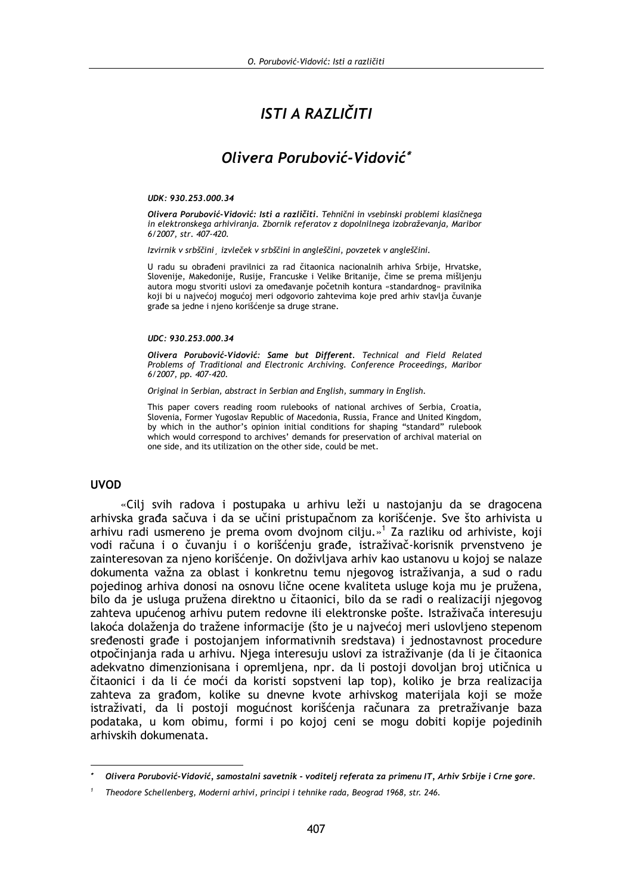# ISTI A RAZLIČITI

## Olivera Porubović-Vidović*

***UDK: 930.253.000.34***

***Olivera Porubović-Vidović: Isti a različiti**. Tehnični in vsebinski problemi klasičnega in elektronskega arhiviranja. Zbornik referatov z dopolnilnega izobraževanja, Maribor 6/2007, str. 407-420.*

*Izvirnik v srbščini¸ izvleček v srbščini in angleščini, povzetek v angleščini.*

U radu su obrađeni pravilnici za rad čitaonica nacionalnih arhiva Srbije, Hrvatske, Slovenije, Makedonije, Rusije, Francuske i Velike Britanije, čime se prema mišljenju autora mogu stvoriti uslovi za omeđavanje početnih kontura «standardnog» pravilnika koji bi u najvećoj mogućoj meri odgovorio zahtevima koje pred arhiv stavlja čuvanje građe sa jedne i njeno korišćenje sa druge strane.

***UDC: 930.253.000.34***

***Olivera Porubović-Vidović: Same but Different**. Technical and Field Related Problems of Traditional and Electronic Archiving. Conference Proceedings, Maribor 6/2007, pp. 407-420.*

*Original in Serbian, abstract in Serbian and English, summary in English.*

This paper covers reading room rulebooks of national archives of Serbia, Croatia, Slovenia, Former Yugoslav Republic of Macedonia, Russia, France and United Kingdom, by which in the author's opinion initial conditions for shaping "standard" rulebook which would correspond to archives' demands for preservation of archival material on one side, and its utilization on the other side, could be met.

## UVOD

«Cilj svih radova i postupaka u arhivu leži u nastojanju da se dragocena arhivska građa sačuva i da se učini pristupačnom za korišćenje. Sve što arhivista u arhivu radi usmereno je prema ovom dvojnom cilju.»[1] Za razliku od arhiviste, koji vodi računa i o čuvanju i o korišćenju građe, istraživač-korisnik prvenstveno je zainteresovan za njeno korišćenje. On doživljava arhiv kao ustanovu u kojoj se nalaze dokumenta važna za oblast i konkretnu temu njegovog istraživanja, a sud o radu pojedinog arhiva donosi na osnovu lične ocene kvaliteta usluge koja mu je pružena, bilo da je usluga pružena direktno u čitaonici, bilo da se radi o realizaciji njegovog zahteva upućenog arhivu putem redovne ili elektronske pošte. Istraživača interesuju lakoća dolaženja do tražene informacije (što je u najvećoj meri uslovljeno stepenom sređenosti građe i postojanjem informativnih sredstava) i jednostavnost procedure otpočinjanja rada u arhivu. Njega interesuju uslovi za istraživanje (da li je čitaonica adekvatno dimenzionisana i opremljena, npr. da li postoji dovoljan broj utičnica u čitaonici i da li će moći da koristi sopstveni lap top), koliko je brza realizacija zahteva za građom, kolike su dnevne kvote arhivskog materijala koji se može istraživati, da li postoji mogućnost korišćenja računara za pretraživanje baza podataka, u kom obimu, formi i po kojoj ceni se mogu dobiti kopije pojedinih arhivskih dokumenata.

---

\* *Olivera Porubović-Vidović, samostalni savetnik - voditelj referata za primenu IT, Arhiv Srbije i Crne gore.*

[1] *Theodore Schellenberg, Moderni arhivi, principi i tehnike rada, Beograd 1968, str. 246.*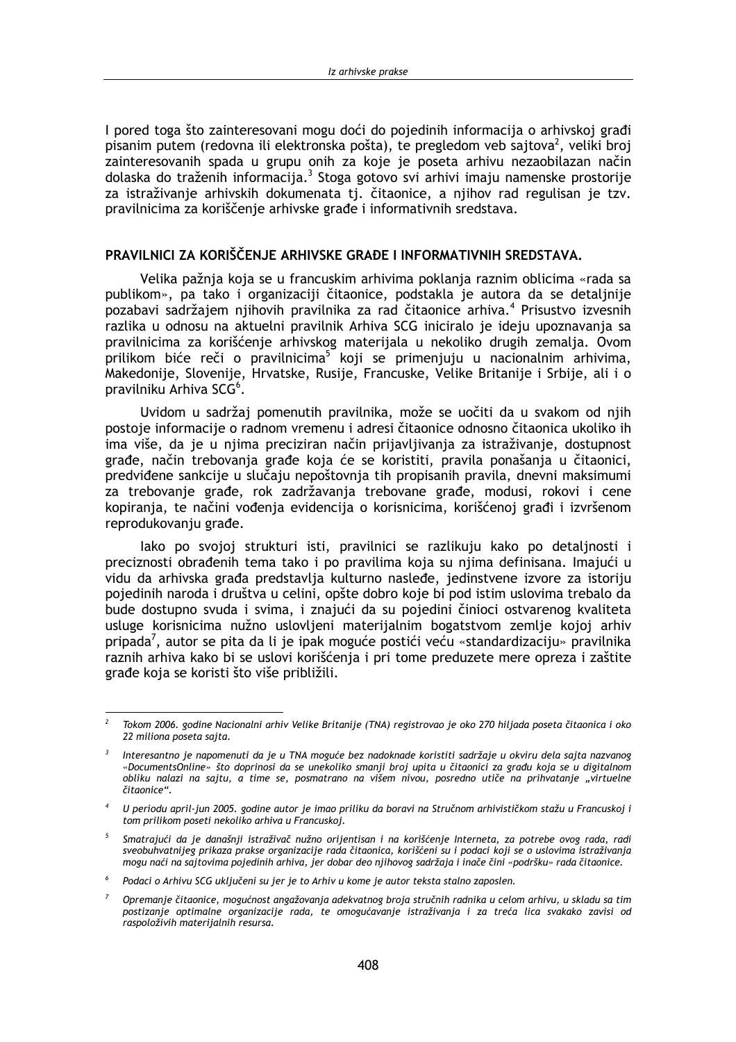I pored toga što zainteresovani mogu doći do pojedinih informacija o arhivskoj građi pisanim putem (redovna ili elektronska pošta), te pregledom veb sajtova[2], veliki broj zainteresovanih spada u grupu onih za koje je poseta arhivu nezaobilazan način dolaska do traženih informacija.[3] Stoga gotovo svi arhivi imaju namenske prostorije za istraživanje arhivskih dokumenata tj. čitaonice, a njihov rad regulisan je tzv. pravilnicima za koriščenje arhivske građe i informativnih sredstava.

## PRAVILNICI ZA KORIŠČENJE ARHIVSKE GRAĐE I INFORMATIVNIH SREDSTAVA.

Velika pažnja koja se u francuskim arhivima poklanja raznim oblicima «rada sa publikom», pa tako i organizaciji čitaonice, podstakla je autora da se detaljnije pozabavi sadržajem njihovih pravilnika za rad čitaonice arhiva.[4] Prisustvo izvesnih razlika u odnosu na aktuelni pravilnik Arhiva SCG iniciralo je ideju upoznavanja sa pravilnicima za korišćenje arhivskog materijala u nekoliko drugih zemalja. Ovom prilikom biće reči o pravilnicima[5] koji se primenjuju u nacionalnim arhivima, Makedonije, Slovenije, Hrvatske, Rusije, Francuske, Velike Britanije i Srbije, ali i o pravilniku Arhiva SCG[6].

Uvidom u sadržaj pomenutih pravilnika, može se uočiti da u svakom od njih postoje informacije o radnom vremenu i adresi čitaonice odnosno čitaonica ukoliko ih ima više, da je u njima preciziran način prijavljivanja za istraživanje, dostupnost građe, način trebovanja građe koja će se koristiti, pravila ponašanja u čitaonici, predviđene sankcije u slučaju nepoštovnja tih propisanih pravila, dnevni maksimumi za trebovanje građe, rok zadržavanja trebovane građe, modusi, rokovi i cene kopiranja, te načini vođenja evidencija o korisnicima, korišćenoj građi i izvršenom reprodukovanju građe.

Iako po svojoj strukturi isti, pravilnici se razlikuju kako po detaljnosti i preciznosti obrađenih tema tako i po pravilima koja su njima definisana. Imajući u vidu da arhivska građa predstavlja kulturno nasleđe, jedinstvene izvore za istoriju pojedinih naroda i društva u celini, opšte dobro koje bi pod istim uslovima trebalo da bude dostupno svuda i svima, i znajući da su pojedini činioci ostvarenog kvaliteta usluge korisnicima nužno uslovljeni materijalnim bogatstvom zemlje kojoj arhiv pripada[7], autor se pita da li je ipak moguće postići veću «standardizaciju» pravilnika raznih arhiva kako bi se uslovi korišćenja i pri tome preduzete mere opreza i zaštite građe koja se koristi što više približili.

---

[2] *Tokom 2006. godine Nacionalni arhiv Velike Britanije (TNA) registrovao je oko 270 hiljada poseta čitaonica i oko 22 miliona poseta sajta.*

[3] *Interesantno je napomenuti da je u TNA moguće bez nadoknade koristiti sadržaje u okviru dela sajta nazvanog «DocumentsOnline» što doprinosi da se unekoliko smanji broj upita u čitaonici za građu koja se u digitalnom obliku nalazi na sajtu, a time se, posmatrano na višem nivou, posredno utiče na prihvatanje „virtuelne čitaonice".*

[4] *U periodu april-jun 2005. godine autor je imao priliku da boravi na Stručnom arhivističkom stažu u Francuskoj i tom prilikom poseti nekoliko arhiva u Francuskoj.*

[5] *Smatrajući da je današnji istraživač nužno orijentisan i na korišćenje Interneta, za potrebe ovog rada, radi sveobuhvatnijeg prikaza prakse organizacije rada čitaonica, korišćeni su i podaci koji se o uslovima istraživanja mogu naći na sajtovima pojedinih arhiva, jer dobar deo njihovog sadržaja i inače čini «podršku» rada čitaonice.*

[6] *Podaci o Arhivu SCG uključeni su jer je to Arhiv u kome je autor teksta stalno zaposlen.*

[7] *Opremanje čitaonice, mogućnost angažovanja adekvatnog broja stručnih radnika u celom arhivu, u skladu sa tim postizanje optimalne organizacije rada, te omogućavanje istraživanja i za treća lica svakako zavisi od raspoloživih materijalnih resursa.*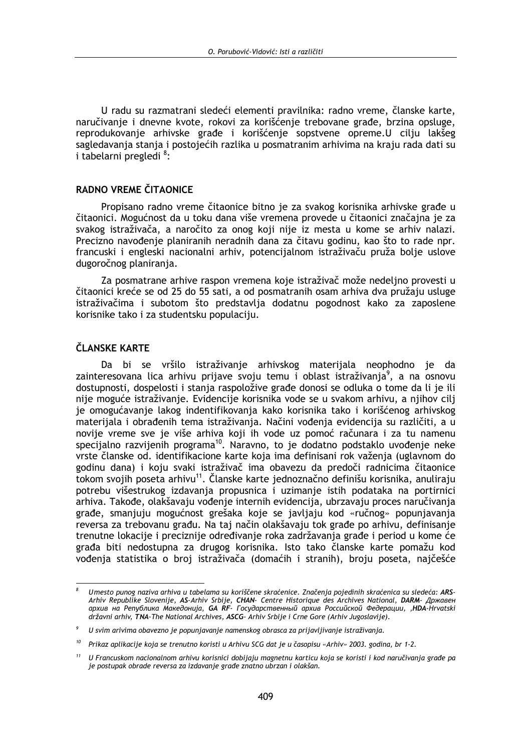U radu su razmatrani sledeći elementi pravilnika: radno vreme, članske karte, naručivanje i dnevne kvote, rokovi za korišćenje trebovane građe, brzina opsluge, reprodukovanje arhivske građe i korišćenje sopstvene opreme.U cilju lakšeg sagledavanja stanja i postojećih razlika u posmatranim arhivima na kraju rada dati su i tabelarni pregledi [8]:

## RADNO VREME ČITAONICE

Propisano radno vreme čitaonice bitno je za svakog korisnika arhivske građe u čitaonici. Mogućnost da u toku dana više vremena provede u čitaonici značajna je za svakog istraživača, a naročito za onog koji nije iz mesta u kome se arhiv nalazi. Precizno navođenje planiranih neradnih dana za čitavu godinu, kao što to rade npr. francuski i engleski nacionalni arhiv, potencijalnom istraživaču pruža bolje uslove dugoročnog planiranja.

Za posmatrane arhive raspon vremena koje istraživač može nedeljno provesti u čitaonici kreće se od 25 do 55 sati, a od posmatranih osam arhiva dva pružaju usluge istraživačima i subotom što predstavlja dodatnu pogodnost kako za zaposlene korisnike tako i za studentsku populaciju.

## ČLANSKE KARTE

Da bi se vršilo istraživanje arhivskog materijala neophodno je da zainteresovana lica arhivu prijave svoju temu i oblast istraživanja[9], a na osnovu dostupnosti, dospelosti i stanja raspoložive građe donosi se odluka o tome da li je ili nije moguće istraživanje. Evidencije korisnika vode se u svakom arhivu, a njihov cilj je omogućavanje lakog indentifikovanja kako korisnika tako i korišćenog arhivskog materijala i obrađenih tema istraživanja. Načini vođenja evidencija su različiti, a u novije vreme sve je više arhiva koji ih vode uz pomoć računara i za tu namenu specijalno razvijenih programa[10]. Naravno, to je dodatno podstaklo uvođenje neke vrste članske od. identifikacione karte koja ima definisani rok važenja (uglavnom do godinu dana) i koju svaki istraživač ima obavezu da predoči radnicima čitaonice tokom svojih poseta arhivu[11]. Članske karte jednoznačno definišu korisnika, anuliraju potrebu višestrukog izdavanja propusnica i uzimanje istih podataka na portirnici arhiva. Takođe, olakšavaju vođenje internih evidencija, ubrzavaju proces naručivanja građe, smanjuju mogućnost grešaka koje se javljaju kod «ručnog» popunjavanja reversa za trebovanu građu. Na taj način olakšavaju tok građe po arhivu, definisanje trenutne lokacije i preciznije određivanje roka zadržavanja građe i period u kome će građa biti nedostupna za drugog korisnika. Isto tako članske karte pomažu kod vođenja statistika o broj istraživača (domaćih i stranih), broju poseta, najčešće

---

[8] *Umesto punog naziva arhiva u tabelama su korišćene skraćenice. Značenja pojedinih skraćenica su sledeća:* ***ARS****-Arhiv Republike Slovenije,* ***AS****-Arhiv Srbije,* ***CHAN****- Centre Historique des Archives National,* ***DARM****- Државен архив на Република Македонија,* ***GA RF****- Государственный архив Российской Федерации, ,****HDA****-Hrvatski državni arhiv,* ***TNA****-The National Archives,* ***ASCG****- Arhiv Srbije i Crne Gore (Arhiv Jugoslavije).*

[9] *U svim arivima obavezno je popunjavanje namenskog obrasca za prijavljivanje istraživanja.*

[10] *Prikaz aplikacije koja se trenutno koristi u Arhivu SCG dat je u časopisu «Arhiv» 2003. godina, br 1-2.*

[11] *U Francuskom nacionalnom arhivu korisnici dobijaju magnetnu karticu koja se koristi i kod naručivanja građe pa je postupak obrade reversa za izdavanje građe znatno ubrzan i olakšan.*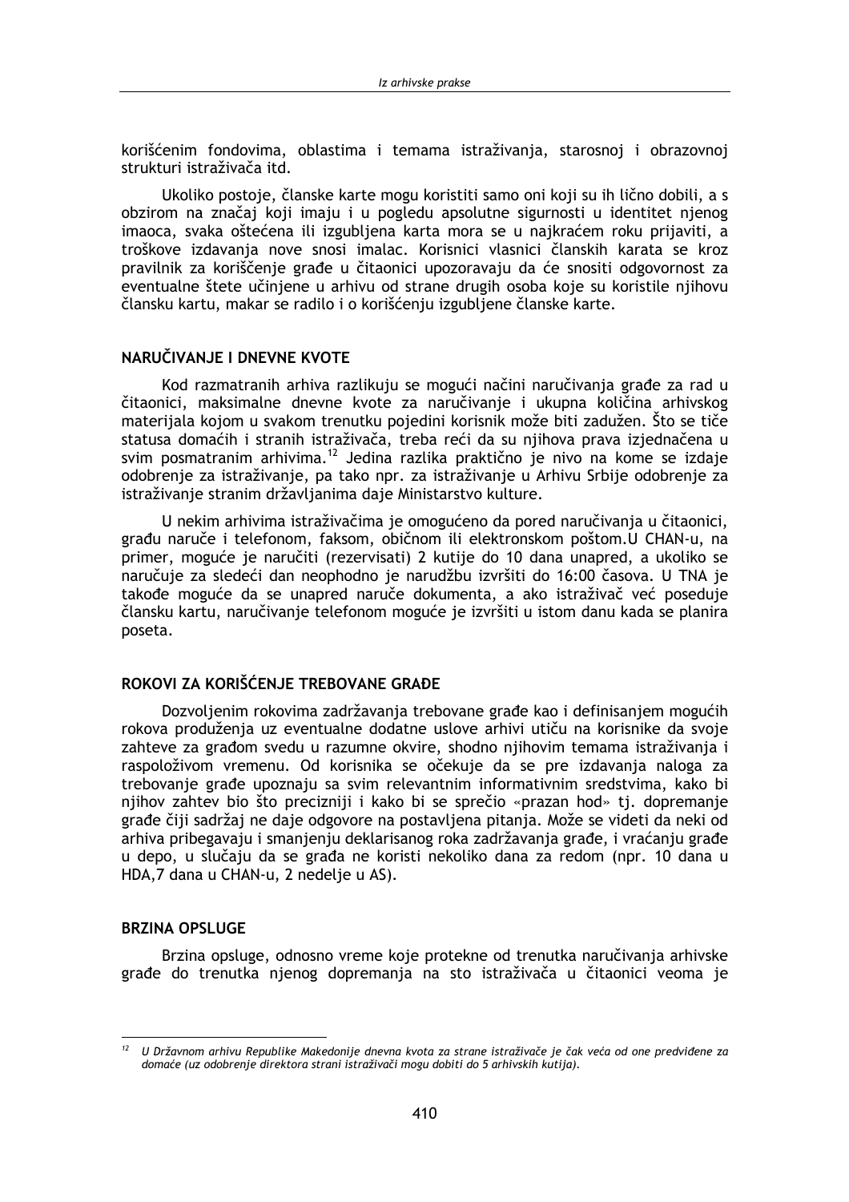korišćenim fondovima, oblastima i temama istraživanja, starosnoj i obrazovnoj strukturi istraživača itd.

Ukoliko postoje, članske karte mogu koristiti samo oni koji su ih lično dobili, a s obzirom na značaj koji imaju i u pogledu apsolutne sigurnosti u identitet njenog imaoca, svaka oštećena ili izgubljena karta mora se u najkraćem roku prijaviti, a troškove izdavanja nove snosi imalac. Korisnici vlasnici članskih karata se kroz pravilnik za korišćenje građe u čitaonici upozoravaju da će snositi odgovornost za eventualne štete učinjene u arhivu od strane drugih osoba koje su koristile njihovu člansku kartu, makar se radilo i o korišćenju izgubljene članske karte.

## NARUČIVANJE I DNEVNE KVOTE

Kod razmatranih arhiva razlikuju se mogući načini naručivanja građe za rad u čitaonici, maksimalne dnevne kvote za naručivanje i ukupna količina arhivskog materijala kojom u svakom trenutku pojedini korisnik može biti zadužen. Što se tiče statusa domaćih i stranih istraživača, treba reći da su njihova prava izjednačena u svim posmatranim arhivima.[12] Jedina razlika praktično je nivo na kome se izdaje odobrenje za istraživanje, pa tako npr. za istraživanje u Arhivu Srbije odobrenje za istraživanje stranim državljanima daje Ministarstvo kulture.

U nekim arhivima istraživačima je omogućeno da pored naručivanja u čitaonici, građu naruče i telefonom, faksom, običnom ili elektronskom poštom.U CHAN-u, na primer, moguće je naručiti (rezervisati) 2 kutije do 10 dana unapred, a ukoliko se naručuje za sledeći dan neophodno je narudžbu izvršiti do 16:00 časova. U TNA je takođe moguće da se unapred naruče dokumenta, a ako istraživač već poseduje člansku kartu, naručivanje telefonom moguće je izvršiti u istom danu kada se planira poseta.

## ROKOVI ZA KORIŠĆENJE TREBOVANE GRAĐE

Dozvoljenim rokovima zadržavanja trebovane građe kao i definisanjem mogućih rokova produženja uz eventualne dodatne uslove arhivi utiču na korisnike da svoje zahteve za građom svedu u razumne okvire, shodno njihovim temama istraživanja i raspoloživom vremenu. Od korisnika se očekuje da se pre izdavanja naloga za trebovanje građe upoznaju sa svim relevantnim informativnim sredstvima, kako bi njihov zahtev bio što precizniji i kako bi se sprečio «prazan hod» tj. dopremanje građe čiji sadržaj ne daje odgovore na postavljena pitanja. Može se videti da neki od arhiva pribegavaju i smanjenju deklarisanog roka zadržavanja građe, i vraćanju građe u depo, u slučaju da se građa ne koristi nekoliko dana za redom (npr. 10 dana u HDA,7 dana u CHAN-u, 2 nedelje u AS).

## BRZINA OPSLUGE

Brzina opsluge, odnosno vreme koje protekne od trenutka naručivanja arhivske građe do trenutka njenog dopremanja na sto istraživača u čitaonici veoma je

---

[12] *U Državnom arhivu Republike Makedonije dnevna kvota za strane istraživače je čak veća od one predviđene za domaće (uz odobrenje direktora strani istraživači mogu dobiti do 5 arhivskih kutija).*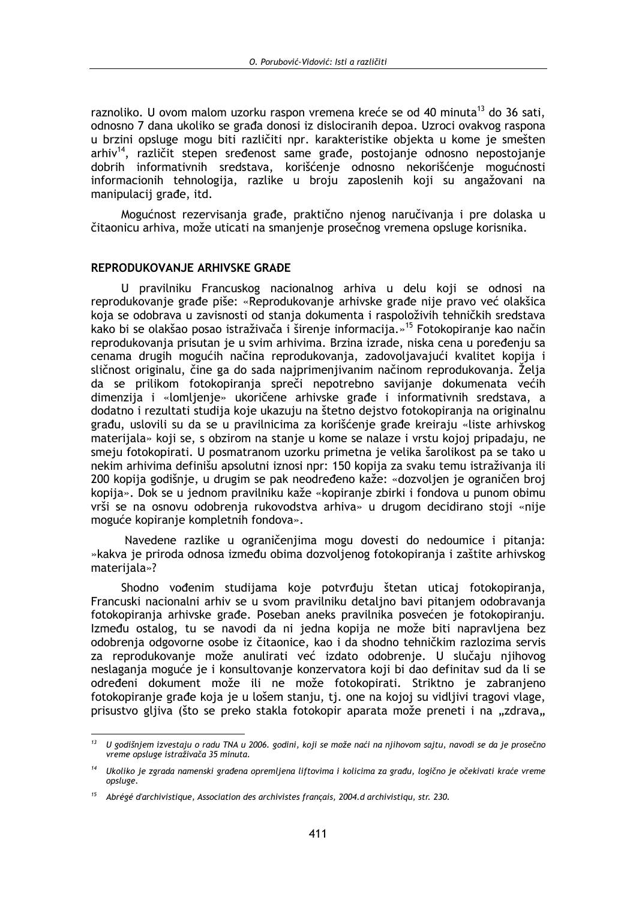raznoliko. U ovom malom uzorku raspon vremena kreće se od 40 minuta[13] do 36 sati, odnosno 7 dana ukoliko se građa donosi iz dislociranih depoa. Uzroci ovakvog raspona u brzini opsluge mogu biti različiti npr. karakteristike objekta u kome je smešten arhiv[14], različit stepen sređenost same građe, postojanje odnosno nepostojanje dobrih informativnih sredstava, korišćenje odnosno nekorišćenje mogućnosti informacionih tehnologija, razlike u broju zaposlenih koji su angažovani na manipulacij građe, itd.

Mogućnost rezervisanja građe, praktično njenog naručivanja i pre dolaska u čitaonicu arhiva, može uticati na smanjenje prosečnog vremena opsluge korisnika.

## REPRODUKOVANJE ARHIVSKE GRAĐE

U pravilniku Francuskog nacionalnog arhiva u delu koji se odnosi na reprodukovanje građe piše: «Reprodukovanje arhivske građe nije pravo već olakšica koja se odobrava u zavisnosti od stanja dokumenta i raspoloživih tehničkih sredstava kako bi se olakšao posao istraživača i širenje informacija.»[15] Fotokopiranje kao način reprodukovanja prisutan je u svim arhivima. Brzina izrade, niska cena u poređenju sa cenama drugih mogućih načina reprodukovanja, zadovoljavajući kvalitet kopija i sličnost originalu, čine ga do sada najprimenjivanim načinom reprodukovanja. Želja da se prilikom fotokopiranja spreči nepotrebno savijanje dokumenata većih dimenzija i «lomljenje» ukoričene arhivske građe i informativnih sredstava, a dodatno i rezultati studija koje ukazuju na štetno dejstvo fotokopiranja na originalnu građu, uslovili su da se u pravilnicima za korišćenje građe kreiraju «liste arhivskog materijala» koji se, s obzirom na stanje u kome se nalaze i vrstu kojoj pripadaju, ne smeju fotokopirati. U posmatranom uzorku primetna je velika šarolikost pa se tako u nekim arhivima definišu apsolutni iznosi npr: 150 kopija za svaku temu istraživanja ili 200 kopija godišnje, u drugim se pak neodređeno kaže: «dozvoljen je ograničen broj kopija». Dok se u jednom pravilniku kaže «kopiranje zbirki i fondova u punom obimu vrši se na osnovu odobrenja rukovodstva arhiva» u drugom decidirano stoji «nije moguće kopiranje kompletnih fondova».

Navedene razlike u ograničenjima mogu dovesti do nedoumice i pitanja: »kakva je priroda odnosa između obima dozvoljenog fotokopiranja i zaštite arhivskog materijala»?

Shodno vođenim studijama koje potvrđuju štetan uticaj fotokopiranja, Francuski nacionalni arhiv se u svom pravilniku detaljno bavi pitanjem odobravanja fotokopiranja arhivske građe. Poseban aneks pravilnika posvećen je fotokopiranju. Između ostalog, tu se navodi da ni jedna kopija ne može biti napravljena bez odobrenja odgovorne osobe iz čitaonice, kao i da shodno tehničkim razlozima servis za reprodukovanje može anulirati već izdato odobrenje. U slučaju njihovog neslaganja moguće je i konsultovanje konzervatora koji bi dao definitav sud da li se određeni dokument može ili ne može fotokopirati. Striktno je zabranjeno fotokopiranje građe koja je u lošem stanju, tj. one na kojoj su vidljivi tragovi vlage, prisustvo gljiva (što se preko stakla fotokopir aparata može preneti i na „zdrava„

---

[13] *U godišnjem izvestaju o radu TNA u 2006. godini, koji se može naći na njihovom sajtu, navodi se da je prosečno vreme opsluge istraživača 35 minuta.*

[14] *Ukoliko je zgrada namenski građena opremljena liftovima i kolicima za građu, logično je očekivati kraće vreme opsluge.*

[15] *Abrégé d'archivistique, Association des archivistes français, 2004.d archivistiqu, str. 230.*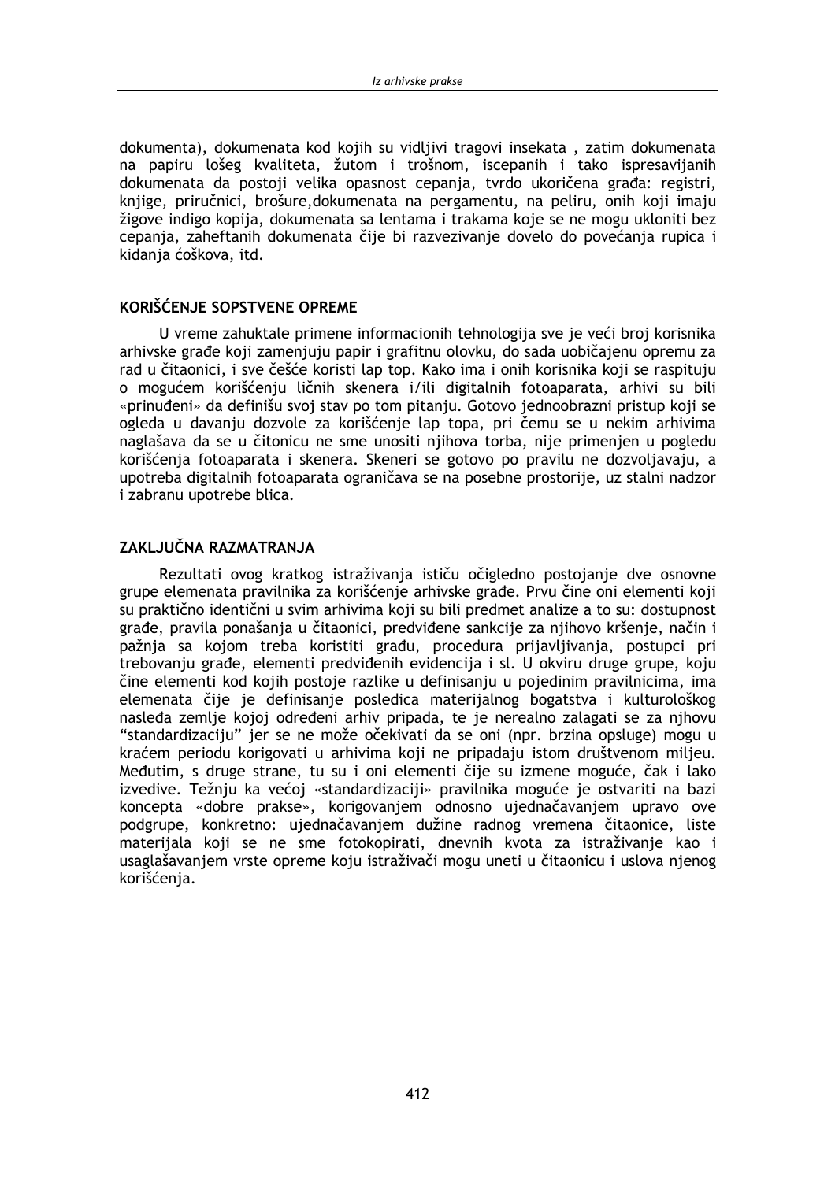dokumenta), dokumenata kod kojih su vidljivi tragovi insekata , zatim dokumenata na papiru lošeg kvaliteta, žutom i trošnom, iscepanih i tako ispresavijanih dokumenata da postoji velika opasnost cepanja, tvrdo ukoričena građa: registri, knjige, priručnici, brošure,dokumenata na pergamentu, na peliru, onih koji imaju žigove indigo kopija, dokumenata sa lentama i trakama koje se ne mogu ukloniti bez cepanja, zaheftanih dokumenata čije bi razvezivanje dovelo do povećanja rupica i kidanja ćoškova, itd.

## KORIŠĆENJE SOPSTVENE OPREME

U vreme zahuktale primene informacionih tehnologija sve je veći broj korisnika arhivske građe koji zamenjuju papir i grafitnu olovku, do sada uobičajenu opremu za rad u čitaonici, i sve češće koristi lap top. Kako ima i onih korisnika koji se raspituju o mogućem korišćenju ličnih skenera i/ili digitalnih fotoaparata, arhivi su bili «prinuđeni» da definišu svoj stav po tom pitanju. Gotovo jednoobrazni pristup koji se ogleda u davanju dozvole za korišćenje lap topa, pri čemu se u nekim arhivima naglašava da se u čitonicu ne sme unositi njihova torba, nije primenjen u pogledu korišćenja fotoaparata i skenera. Skeneri se gotovo po pravilu ne dozvoljavaju, a upotreba digitalnih fotoaparata ograničava se na posebne prostorije, uz stalni nadzor i zabranu upotrebe blica.

## ZAKLJUČNA RAZMATRANJA

Rezultati ovog kratkog istraživanja ističu očigledno postojanje dve osnovne grupe elemenata pravilnika za korišćenje arhivske građe. Prvu čine oni elementi koji su praktično identični u svim arhivima koji su bili predmet analize a to su: dostupnost građe, pravila ponašanja u čitaonici, predviđene sankcije za njihovo kršenje, način i pažnja sa kojom treba koristiti građu, procedura prijavljivanja, postupci pri trebovanju građe, elementi predviđenih evidencija i sl. U okviru druge grupe, koju čine elementi kod kojih postoje razlike u definisanju u pojedinim pravilnicima, ima elemenata čije je definisanje posledica materijalnog bogatstva i kulturološkog nasleđa zemlje kojoj određeni arhiv pripada, te je nerealno zalagati se za njhovu "standardizaciju" jer se ne može očekivati da se oni (npr. brzina opsluge) mogu u kraćem periodu korigovati u arhivima koji ne pripadaju istom društvenom miljeu. Međutim, s druge strane, tu su i oni elementi čije su izmene moguće, čak i lako izvedive. Težnju ka većoj «standardizaciji» pravilnika moguće je ostvariti na bazi koncepta «dobre prakse», korigovanjem odnosno ujednačavanjem upravo ove podgrupe, konkretno: ujednačavanjem dužine radnog vremena čitaonice, liste materijala koji se ne sme fotokopirati, dnevnih kvota za istraživanje kao i usaglašavanjem vrste opreme koju istraživači mogu uneti u čitaonicu i uslova njenog korišćenja.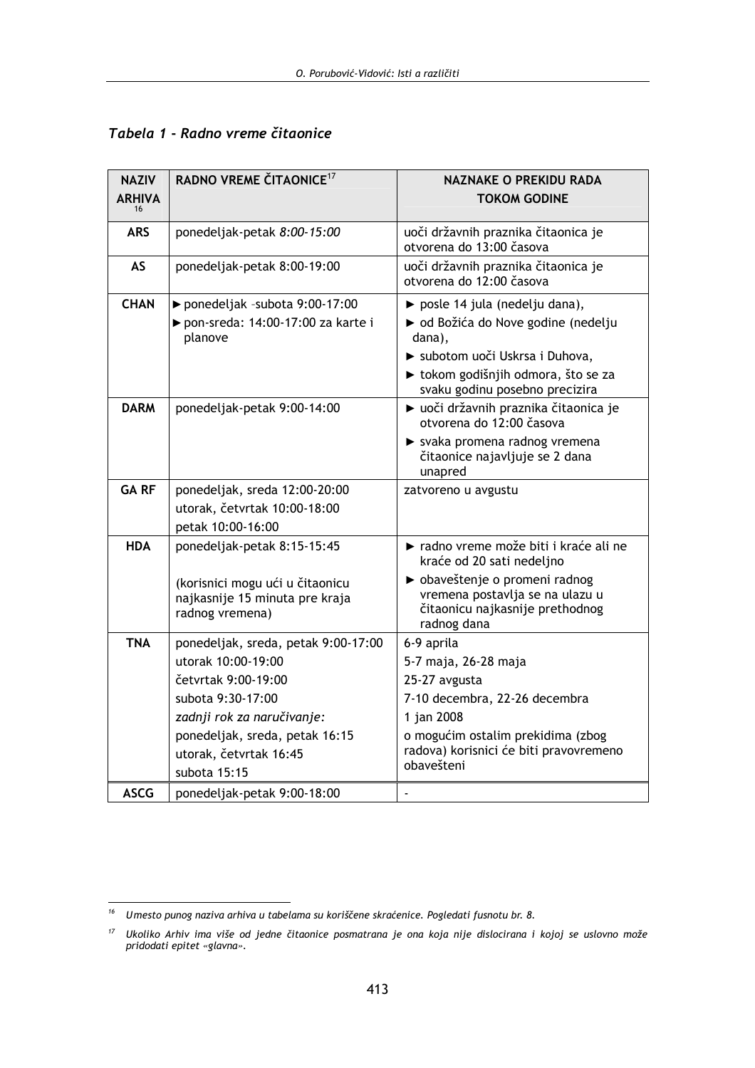*Tabela 1 - Radno vreme čitaonice*

| NAZIV ARHIVA[16] | RADNO VREME ČITAONICE[17] | NAZNAKE O PREKIDU RADA TOKOM GODINE |
|---|---|---|
| **ARS** | ponedeljak-petak *8:00-15:00* | uoči državnih praznika čitaonica je otvorena do 13:00 časova |
| **AS** | ponedeljak-petak 8:00-19:00 | uoči državnih praznika čitaonica je otvorena do 12:00 časova |
| **CHAN** | ► ponedeljak –subota 9:00-17:00<br>► pon-sreda: 14:00-17:00 za karte i planove | ► posle 14 jula (nedelju dana),<br>► od Božića do Nove godine (nedelju dana),<br>► subotom uoči Uskrsa i Duhova,<br>► tokom godišnjih odmora, što se za svaku godinu posebno precizira |
| **DARM** | ponedeljak-petak 9:00-14:00 | ► uoči državnih praznika čitaonica je otvorena do 12:00 časova<br>► svaka promena radnog vremena čitaonice najavljuje se 2 dana unapred |
| **GA RF** | ponedeljak, sreda 12:00-20:00<br>utorak, četvrtak 10:00-18:00<br>petak 10:00-16:00 | zatvoreno u avgustu |
| **HDA** | ponedeljak-petak 8:15-15:45<br><br>(korisnici mogu ući u čitaonicu najkasnije 15 minuta pre kraja radnog vremena) | ► radno vreme može biti i kraće ali ne kraće od 20 sati nedeljno<br>► obaveštenje o promeni radnog vremena postavlja se na ulazu u čitaonicu najkasnije prethodnog radnog dana |
| **TNA** | ponedeljak, sreda, petak 9:00-17:00<br>utorak 10:00-19:00<br>četvrtak 9:00-19:00<br>subota 9:30-17:00<br>*zadnji rok za naručivanje:*<br>ponedeljak, sreda, petak 16:15<br>utorak, četvrtak 16:45<br>subota 15:15 | 6-9 aprila<br>5-7 maja, 26-28 maja<br>25-27 avgusta<br>7-10 decembra, 22-26 decembra<br>1 jan 2008<br>o mogućim ostalim prekidima (zbog radova) korisnici će biti pravovremeno obavešteni |
| **ASCG** | ponedeljak-petak 9:00-18:00 | - |

---

[16] *Umesto punog naziva arhiva u tabelama su korišćene skraćenice. Pogledati fusnotu br. 8.*

[17] *Ukoliko Arhiv ima više od jedne čitaonice posmatrana je ona koja nije dislocirana i kojoj se uslovno može pridodati epitet «glavna».*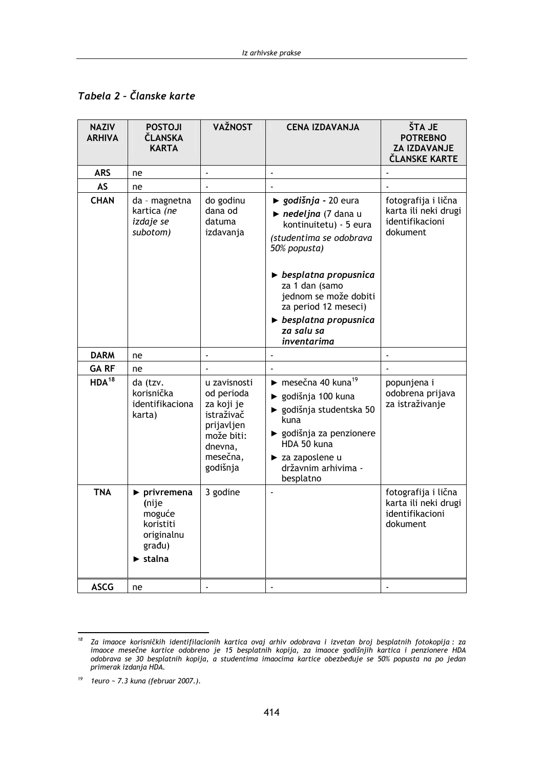*Tabela 2 – Članske karte*

| NAZIV ARHIVA | POSTOJI ČLANSKA KARTA | VAŽNOST | CENA IZDAVANJA | ŠTA JE POTREBNO ZA IZDAVANJE ČLANSKE KARTE |
|---|---|---|---|---|
| **ARS** | ne | - | - | - |
| **AS** | ne | - | - | - |
| **CHAN** | da – magnetna kartica *(ne izdaje se subotom)* | do godinu dana od datuma izdavanja | ► ***godišnja*** - 20 eura<br>► ***nedeljna*** (7 dana u kontinuitetu) - 5 eura<br>*(studentima se odobrava 50% popusta)*<br>► ***besplatna propusnica*** za 1 dan (samo jednom se može dobiti za period 12 meseci)<br>► ***besplatna propusnica za salu sa inventarima*** | fotografija i lična karta ili neki drugi identifikacioni dokument |
| **DARM** | ne | - | - | - |
| **GA RF** | ne | - | - | - |
| **HDA**[18] | da (tzv. korisnička identifikaciona karta) | u zavisnosti od perioda za koji je istraživač prijavljen može biti: dnevna, mesečna, godišnja | ► mesečna 40 kuna[19]<br>► godišnja 100 kuna<br>► godišnja studentska 50 kuna<br>► godišnja za penzionere HDA 50 kuna<br>► za zaposlene u državnim arhivima - besplatno | popunjena i odobrena prijava za istraživanje |
| **TNA** | ► **privremena** (nije moguće koristiti originalnu građu)<br>► **stalna** | 3 godine | - | fotografija i lična karta ili neki drugi identifikacioni dokument |
| **ASCG** | ne | - | - | - |

[18] *Za imaoce korisničkih identifilacionih kartica ovaj arhiv odobrava i izvetan broj besplatnih fotokopija : za imaoce mesečne kartice odobreno je 15 besplatnih kopija, za imaoce godišnjih kartica i penzionere HDA odobrava se 30 besplatnih kopija, a studentima imaocima kartice obezbeđuje se 50% popusta na po jedan primerak izdanja HDA.*

[19] *1euro ~ 7.3 kuna (februar 2007.).*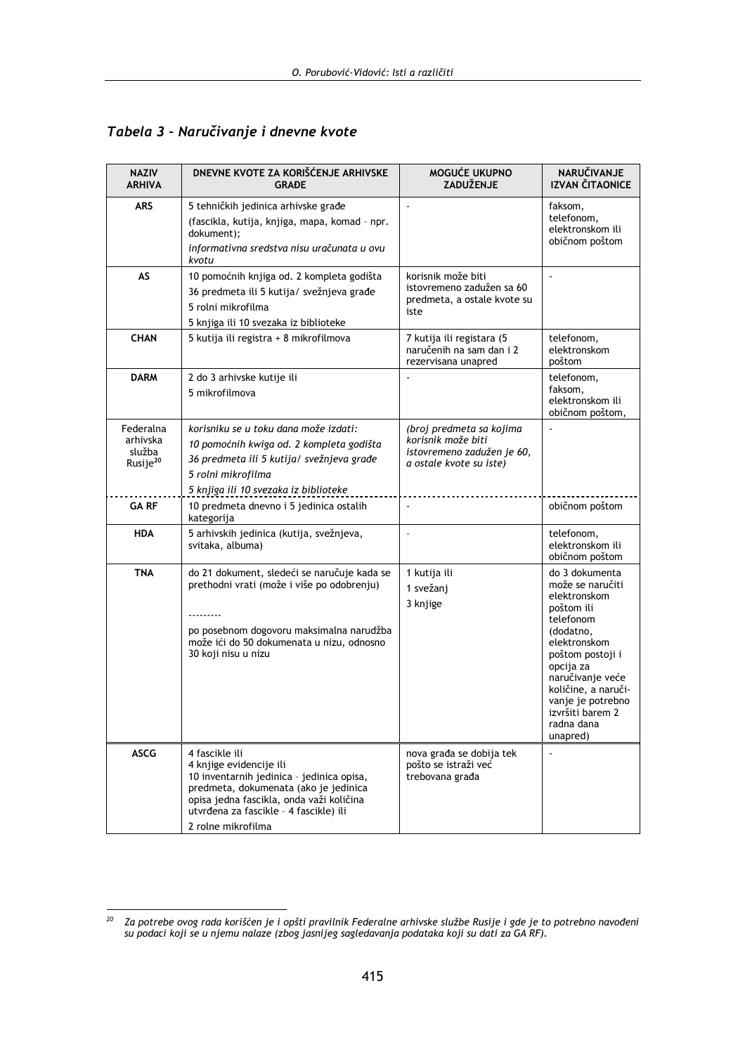## *Tabela 3 – Naručivanje i dnevne kvote*

| NAZIV ARHIVA | DNEVNE KVOTE ZA KORIŠĆENJE ARHIVSKE GRAĐE | MOGUĆE UKUPNO ZADUŽENJE | NARUČIVANJE IZVAN ČITAONICE |
|---|---|---|---|
| ARS | 5 tehničkih jedinica arhivske građe (fascikla, kutija, knjiga, mapa, komad – npr. dokument); *informativna sredstva nisu uračunata u ovu kvotu* | - | faksom, telefonom, elektronskom ili običnom poštom |
| AS | 10 pomoćnih knjiga od. 2 kompleta godišta<br>36 predmeta ili 5 kutija/ svežnjeva građe<br>5 rolni mikrofilma<br>5 knjiga ili 10 svezaka iz biblioteke | korisnik može biti istovremeno zadužen sa 60 predmeta, a ostale kvote su iste | - |
| CHAN | 5 kutija ili registra + 8 mikrofilmova | 7 kutija ili registara (5 naručenih na sam dan i 2 rezervisana unapred | telefonom, elektronskom poštom |
| DARM | 2 do 3 arhivske kutije ili<br>5 mikrofilmova | - | telefonom, faksom, elektronskom ili običnom poštom, |
| Federalna arhivska služba Rusije[20] | *korisniku se u toku dana može izdati:*<br>*10 pomoćnih kwiga od. 2 kompleta godišta*<br>*36 predmeta ili 5 kutija/ svežnjeva građe*<br>*5 rolni mikrofilma*<br>*5 knjiga ili 10 svezaka iz biblioteke* | *(broj predmeta sa kojima korisnik može biti istovremeno zadužen je 60, a ostale kvote su iste)* | - |
| GA RF | 10 predmeta dnevno i 5 jedinica ostalih kategorija | - | običnom poštom |
| HDA | 5 arhivskih jedinica (kutija, svežnjeva, svitaka, albuma) | - | telefonom, elektronskom ili običnom poštom |
| TNA | do 21 dokument, sledeći se naručuje kada se prethodni vrati (može i više po odobrenju)<br>---------<br>po posebnom dogovoru maksimalna narudžba može ići do 50 dokumenata u nizu, odnosno 30 koji nisu u nizu | 1 kutija ili<br>1 svežanj<br>3 knjige | do 3 dokumenta može se naručiti elektronskom poštom ili telefonom (dodatno, elektronskom poštom postoji i opcija za naručivanje veće količine, a naručivanje je potrebno izvršiti barem 2 radna dana unapred) |
| ASCG | 4 fascikle ili<br>4 knjige evidencije ili<br>10 inventarnih jedinica – jedinica opisa, predmeta, dokumenata (ako je jedinica opisa jedna fascikla, onda važi količina utvrđena za fascikle – 4 fascikle) ili<br>2 rolne mikrofilma | nova građa se dobija tek pošto se istraži već trebovana građa | - |

[20] *Za potrebe ovog rada korišćen je i opšti pravilnik Federalne arhivske službe Rusije i gde je to potrebno navođeni su podaci koji se u njemu nalaze (zbog jasnijeg sagledavanja podataka koji su dati za GA RF).*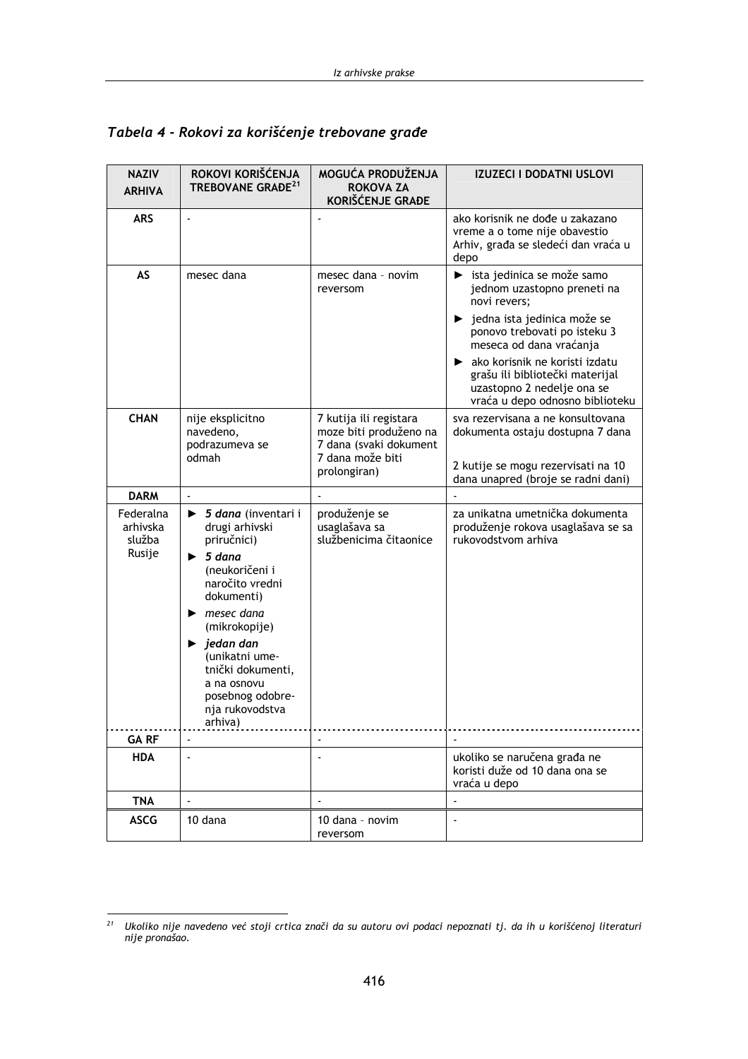### *Tabela 4 - Rokovi za korišćenje trebovane građe*

| NAZIV ARHIVA | ROKOVI KORIŠĆENJA TREBOVANE GRAĐE[21] | MOGUĆA PRODUŽENJA ROKOVA ZA KORIŠĆENJE GRAĐE | IZUZECI I DODATNI USLOVI |
|---|---|---|---|
| **ARS** | - | - | ako korisnik ne dođe u zakazano vreme a o tome nije obavestio Arhiv, građa se sledeći dan vraća u depo |
| **AS** | mesec dana | mesec dana – novim reversom | ► ista jedinica se može samo jednom uzastopno preneti na novi revers; ► jedna ista jedinica može se ponovo trebovati po isteku 3 meseca od dana vraćanja ► ako korisnik ne koristi izdatu grašu ili bibliotečki materijal uzastopno 2 nedelje ona se vraća u depo odnosno biblioteku |
| **CHAN** | nije eksplicitno navedeno, podrazumeva se odmah | 7 kutija ili registara moze biti produženo na 7 dana (svaki dokument 7 dana može biti prolongiran) | sva rezervisana a ne konsultovana dokumenta ostaju dostupna 7 dana<br><br>2 kutije se mogu rezervisati na 10 dana unapred (broje se radni dani) |
| **DARM** | - | - | - |
| Federalna arhivska služba Rusije | ► ***5 dana*** (inventari i drugi arhivski priručnici) ► ***5 dana*** (neukoričeni i naročito vredni dokumenti) ► *mesec dana* (mikrokopije) ► ***jedan dan*** (unikatni umetnički dokumenti, a na osnovu posebnog odobrenja rukovodstva arhiva) | produženje se usaglašava sa službenicima čitaonice | za unikatna umetnička dokumenta produženje rokova usaglašava se sa rukovodstvom arhiva |
| **GA RF** | - | - | - |
| **HDA** | - | - | ukoliko se naručena građa ne koristi duže od 10 dana ona se vraća u depo |
| **TNA** | - | - | - |
| **ASCG** | 10 dana | 10 dana – novim reversom | - |

[21] *Ukoliko nije navedeno već stoji crtica znači da su autoru ovi podaci nepoznati tj. da ih u korišćenoj literaturi nije pronašao.*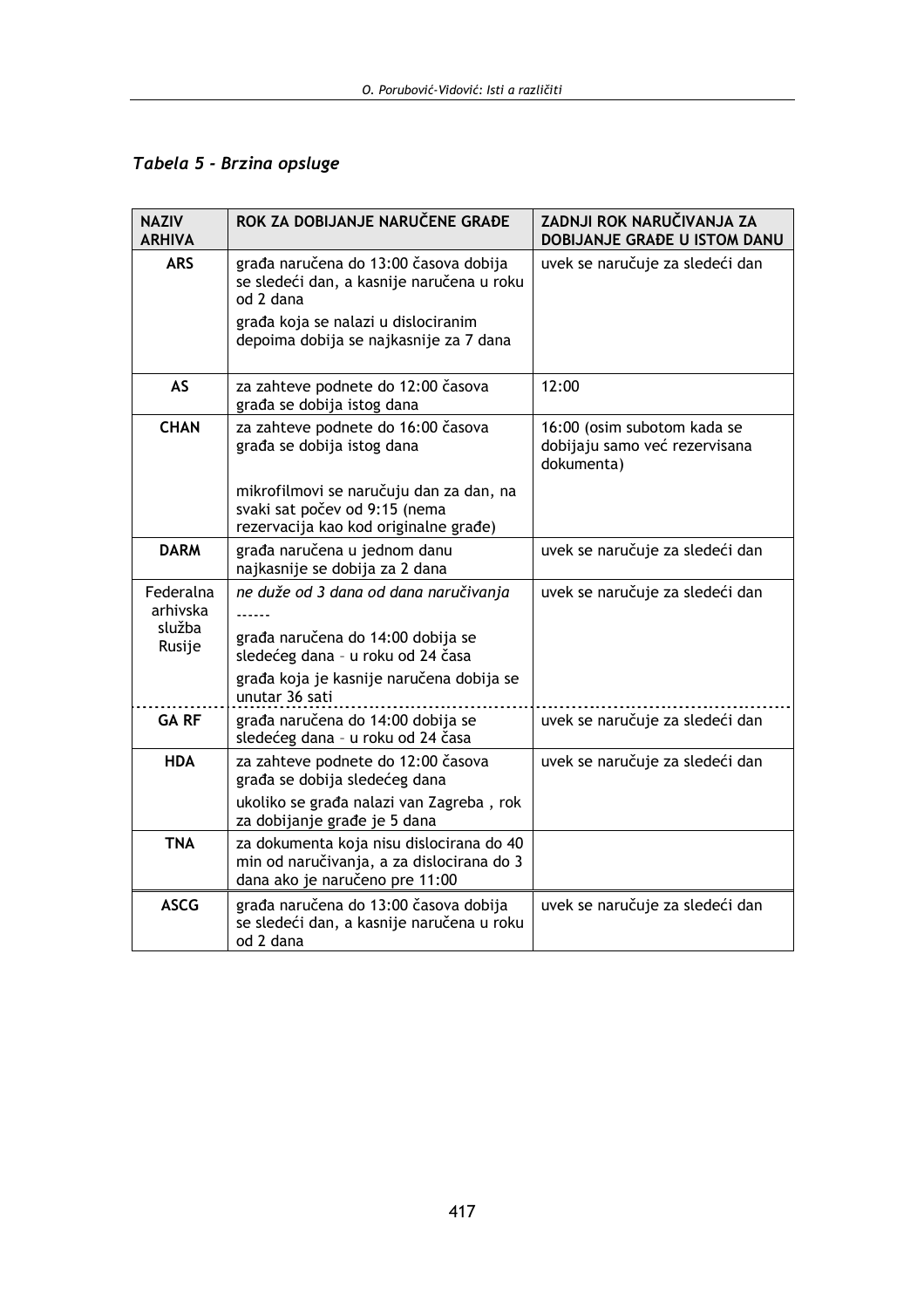*Tabela 5 - Brzina opsluge*

| NAZIV ARHIVA | ROK ZA DOBIJANJE NARUČENE GRAĐE | ZADNJI ROK NARUČIVANJA ZA DOBIJANJE GRAĐE U ISTOM DANU |
|---|---|---|
| **ARS** | građa naručena do 13:00 časova dobija se sledeći dan, a kasnije naručena u roku od 2 dana<br>građa koja se nalazi u dislociranim depoima dobija se najkasnije za 7 dana | uvek se naručuje za sledeći dan |
| **AS** | za zahteve podnete do 12:00 časova građa se dobija istog dana | 12:00 |
| **CHAN** | za zahteve podnete do 16:00 časova građa se dobija istog dana<br>mikrofilmovi se naručuju dan za dan, na svaki sat počev od 9:15 (nema rezervacija kao kod originalne građe) | 16:00 (osim subotom kada se dobijaju samo već rezervisana dokumenta) |
| **DARM** | građa naručena u jednom danu najkasnije se dobija za 2 dana | uvek se naručuje za sledeći dan |
| Federalna arhivska služba Rusije | *ne duže od 3 dana od dana naručivanja*<br>------<br>građa naručena do 14:00 dobija se sledećeg dana – u roku od 24 časa<br>građa koja je kasnije naručena dobija se unutar 36 sati | uvek se naručuje za sledeći dan |
| **GA RF** | građa naručena do 14:00 dobija se sledećeg dana – u roku od 24 časa | uvek se naručuje za sledeći dan |
| **HDA** | za zahteve podnete do 12:00 časova građa se dobija sledećeg dana<br>ukoliko se građa nalazi van Zagreba , rok za dobijanje građe je 5 dana | uvek se naručuje za sledeći dan |
| **TNA** | za dokumenta koja nisu dislocirana do 40 min od naručivanja, a za dislocirana do 3 dana ako je naručeno pre 11:00 | |
| **ASCG** | građa naručena do 13:00 časova dobija se sledeći dan, a kasnije naručena u roku od 2 dana | uvek se naručuje za sledeći dan |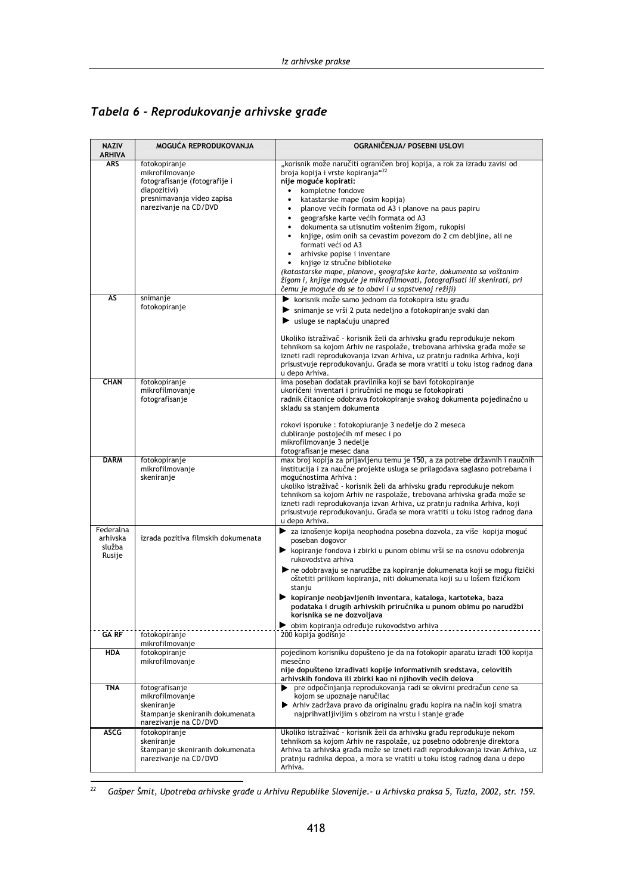## *Tabela 6 - Reprodukovanje arhivske građe*

| NAZIV ARHIVA | MOGUĆA REPRODUKOVANJA | OGRANIČENJA/ POSEBNI USLOVI |
|---|---|---|
| ARS | fotokopiranje<br>mikrofilmovanje<br>fotografisanje (fotografije i diapozitivi)<br>presnimavanja video zapisa<br>narezivanje na CD/DVD | „korisnik može naručiti ograničen broj kopija, a rok za izradu zavisi od broja kopija i vrste kopiranja"[22]<br>**nije moguće kopirati:**<br>• kompletne fondove<br>• katastarske mape (osim kopija)<br>• planove većih formata od A3 i planove na paus papiru<br>• geografske karte većih formata od A3<br>• dokumenta sa utisnutim voštenim žigom, rukopisi<br>• knjige, osim onih sa cevastim povezom do 2 cm debljine, ali ne formati veći od A3<br>• arhivske popise i inventare<br>• knjige iz stručne biblioteke<br>*(katastarske mape, planove, geografske karte, dokumenta sa voštanim žigom i, knjige moguće je mikrofilmovati, fotografisati ili skenirati, pri čemu je moguće da se to obavi i u sopstvenoj režiji)* |
| AS | snimanje<br>fotokopiranje | ► korisnik može samo jednom da fotokopira istu građu<br>► snimanje se vrši 2 puta nedeljno a fotokopiranje svaki dan<br>► usluge se naplaćuju unapred<br><br>Ukoliko istraživač - korisnik želi da arhivsku građu reprodukuje nekom tehnikom sa kojom Arhiv ne raspolaže, trebovana arhivska građa može se izneti radi reprodukovanja izvan Arhiva, uz pratnju radnika Arhiva, koji prisustvuje reprodukovanju. Građa se mora vratiti u toku istog radnog dana u depo Arhiva. |
| CHAN | fotokopiranje<br>mikrofilmovanje<br>fotografisanje | ima poseban dodatak pravilnika koji se bavi fotokopiranje<br>ukoričeni inventari i priručnici ne mogu se fotokopirati<br>radnik čitaonice odobrava fotokopiranje svakog dokumenta pojedinačno u skladu sa stanjem dokumenta<br><br>rokovi isporuke : fotokopiuranje 3 nedelje do 2 meseca<br>dubliranje postojećih mf mesec i po<br>mikrofilmovanje 3 nedelje<br>fotografisanje mesec dana |
| DARM | fotokopiranje<br>mikrofilmovanje<br>skeniranje | max broj kopija za prijavljenu temu je 150, a za potrebe državnih i naučnih institucija i za naučne projekte usluga se prilagođava saglasno potrebama i mogućnostima Arhiva :<br>ukoliko istraživač - korisnik želi da arhivsku građu reprodukuje nekom tehnikom sa kojom Arhiv ne raspolaže, trebovana arhivska građa može se izneti radi reprodukovanja izvan Arhiva, uz pratnju radnika Arhiva, koji prisustvuje reprodukovanju. Građa se mora vratiti u toku istog radnog dana u depo Arhiva. |
| Federalna arhivska služba Rusije | izrada pozitiva filmskih dokumenata | ► za iznošenje kopija neophodna posebna dozvola, za više kopija moguć poseban dogovor<br>► kopiranje fondova i zbirki u punom obimu vrši se na osnovu odobrenja rukovodstva arhiva<br>► ne odobravaju se narudžbe za kopiranje dokumenata koji se mogu fizički oštetiti prilikom kopiranja, niti dokumenata koji su u lošem fizičkom stanju<br>► **kopiranje neobjavljenih inventara, kataloga, kartoteka, baza podataka i drugih arhivskih priručnika u punom obimu po narudžbi korisnika se ne dozvoljava**<br>► obim kopiranja određuje rukovodstvo arhiva |
| GA RF | fotokopiranje<br>mikrofilmovanje | 200 kopija godišnje |
| HDA | fotokopiranje<br>mikrofilmovanje | pojedinom korisniku dopušteno je da na fotokopir aparatu izradi 100 kopija mesečno<br>**nije dopušteno izrađivati kopije informativnih sredstava, celovitih arhivskih fondova ili zbirki kao ni njihovih većih delova** |
| TNA | fotografisanje<br>mikrofilmovanje<br>skeniranje<br>štampanje skeniranih dokumenata<br>narezivanje na CD/DVD | ► pre odpočinjanja reprodukovanja radi se okvirni predračun cene sa kojom se upoznaje naručilac<br>► Arhiv zadržava pravo da originalnu građu kopira na način koji smatra najprihvatljivijim s obzirom na vrstu i stanje građe |
| ASCG | fotokopiranje<br>skeniranje<br>štampanje skeniranih dokumenata<br>narezivanje na CD/DVD | Ukoliko istraživač - korisnik želi da arhivsku građu reprodukuje nekom tehnikom sa kojom Arhiv ne raspolaže, uz posebno odobrenje direktora Arhiva ta arhivska građa može se izneti radi reprodukovanja izvan Arhiva, uz pratnju radnika depoa, a mora se vratiti u toku istog radnog dana u depo Arhiva. |

[22] *Gašper Šmit, Upotreba arhivske građe u Arhivu Republike Slovenije.- u Arhivska praksa 5, Tuzla, 2002, str. 159.*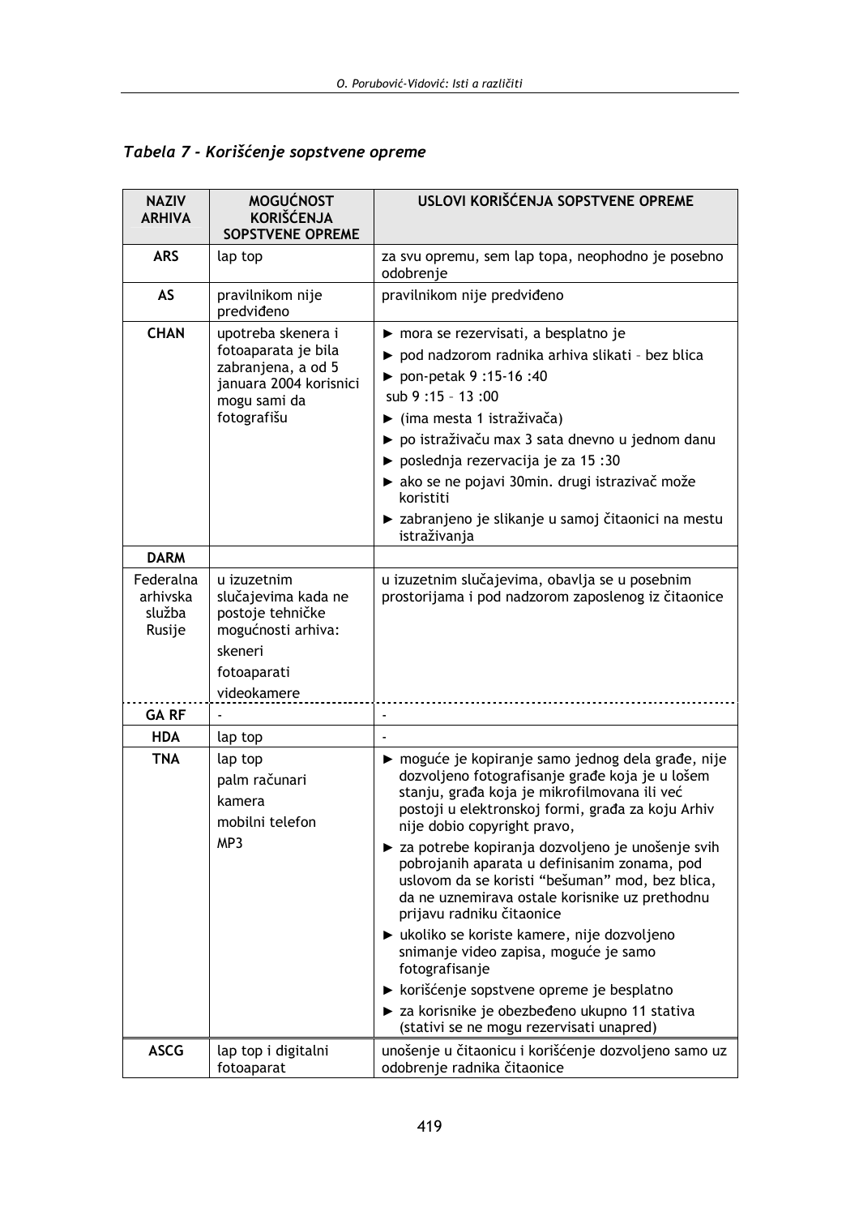*Tabela 7 - Korišćenje sopstvene opreme*

| NAZIV ARHIVA | MOGUĆNOST KORIŠĆENJA SOPSTVENE OPREME | USLOVI KORIŠĆENJA SOPSTVENE OPREME |
|---|---|---|
| ARS | lap top | za svu opremu, sem lap topa, neophodno je posebno odobrenje |
| AS | pravilnikom nije predviđeno | pravilnikom nije predviđeno |
| CHAN | upotreba skenera i fotoaparata je bila zabranjena, a od 5 januara 2004 korisnici mogu sami da fotografišu | ► mora se rezervisati, a besplatno je<br>► pod nadzorom radnika arhiva slikati – bez blica<br>► pon-petak 9 :15-16 :40<br>sub 9 :15 – 13 :00<br>► (ima mesta 1 istraživača)<br>► po istraživaču max 3 sata dnevno u jednom danu<br>► poslednja rezervacija je za 15 :30<br>► ako se ne pojavi 30min. drugi istrazivač može koristiti<br>► zabranjeno je slikanje u samoj čitaonici na mestu istraživanja |
| DARM | | |
| Federalna arhivska služba Rusije | u izuzetnim slučajevima kada ne postoje tehničke mogućnosti arhiva:<br>skeneri<br>fotoaparati<br>videokamere | u izuzetnim slučajevima, obavlja se u posebnim prostorijama i pod nadzorom zaposlenog iz čitaonice |
| GA RF | - | - |
| HDA | lap top | - |
| TNA | lap top<br>palm računari<br>kamera<br>mobilni telefon<br>MP3 | ► moguće je kopiranje samo jednog dela građe, nije dozvoljeno fotografisanje građe koja je u lošem stanju, građa koja je mikrofilmovana ili već postoji u elektronskoj formi, građa za koju Arhiv nije dobio copyright pravo,<br>► za potrebe kopiranja dozvoljeno je unošenje svih pobrojanih aparata u definisanim zonama, pod uslovom da se koristi "bešuman" mod, bez blica, da ne uznemirava ostale korisnike uz prethodnu prijavu radniku čitaonice<br>► ukoliko se koriste kamere, nije dozvoljeno snimanje video zapisa, moguće je samo fotografisanje<br>► korišćenje sopstvene opreme je besplatno<br>► za korisnike je obezbeđeno ukupno 11 stativa (stativi se ne mogu rezervisati unapred) |
| ASCG | lap top i digitalni fotoaparat | unošenje u čitaonicu i korišćenje dozvoljeno samo uz odobrenje radnika čitaonice |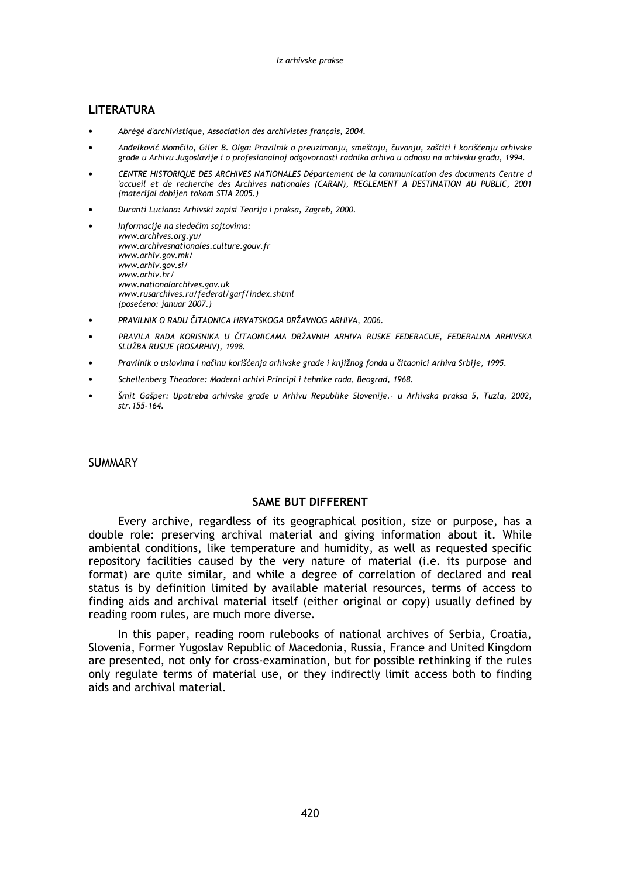## LITERATURA

- *Abrégé d'archivistique, Association des archivistes français, 2004.*
- *Anđelković Momčilo, Giler B. Olga: Pravilnik o preuzimanju, smeštaju, čuvanju, zaštiti i korišćenju arhivske građe u Arhivu Jugoslavije i o profesionalnoj odgovornosti radnika arhiva u odnosu na arhivsku građu, 1994.*
- *CENTRE HISTORIQUE DES ARCHIVES NATIONALES Département de la communication des documents Centre d 'accueil et de recherche des Archives nationales (CARAN), REGLEMENT A DESTINATION AU PUBLIC, 2001 (materijal dobijen tokom STIA 2005.)*
- *Duranti Luciana: Arhivski zapisi Teorija i praksa, Zagreb, 2000.*
- *Informacije na sledećim sajtovima:*
  *www.archives.org.yu/*
  *www.archivesnationales.culture.gouv.fr*
  *www.arhiv.gov.mk/*
  *www.arhiv.gov.si/*
  *www.arhiv.hr/*
  *www.nationalarchives.gov.uk*
  *www.rusarchives.ru/federal/garf/index.shtml*
  *(posećeno: januar 2007.)*
- *PRAVILNIK O RADU ČITAONICA HRVATSKOGA DRŽAVNOG ARHIVA, 2006.*
- *PRAVILA RADA KORISNIKA U ČITAONICAMA DRŽAVNIH ARHIVA RUSKE FEDERACIJE, FEDERALNA ARHIVSKA SLUŽBA RUSIJE (ROSARHIV), 1998.*
- *Pravilnik o uslovima i načinu korišćenja arhivske građe i knjižnog fonda u čitaonici Arhiva Srbije, 1995.*
- *Schellenberg Theodore: Moderni arhivi Principi i tehnike rada, Beograd, 1968.*
- *Šmit Gašper: Upotreba arhivske građe u Arhivu Republike Slovenije.- u Arhivska praksa 5, Tuzla, 2002, str.155-164.*

SUMMARY

### SAME BUT DIFFERENT

Every archive, regardless of its geographical position, size or purpose, has a double role: preserving archival material and giving information about it. While ambiental conditions, like temperature and humidity, as well as requested specific repository facilities caused by the very nature of material (i.e. its purpose and format) are quite similar, and while a degree of correlation of declared and real status is by definition limited by available material resources, terms of access to finding aids and archival material itself (either original or copy) usually defined by reading room rules, are much more diverse.

In this paper, reading room rulebooks of national archives of Serbia, Croatia, Slovenia, Former Yugoslav Republic of Macedonia, Russia, France and United Kingdom are presented, not only for cross-examination, but for possible rethinking if the rules only regulate terms of material use, or they indirectly limit access both to finding aids and archival material.